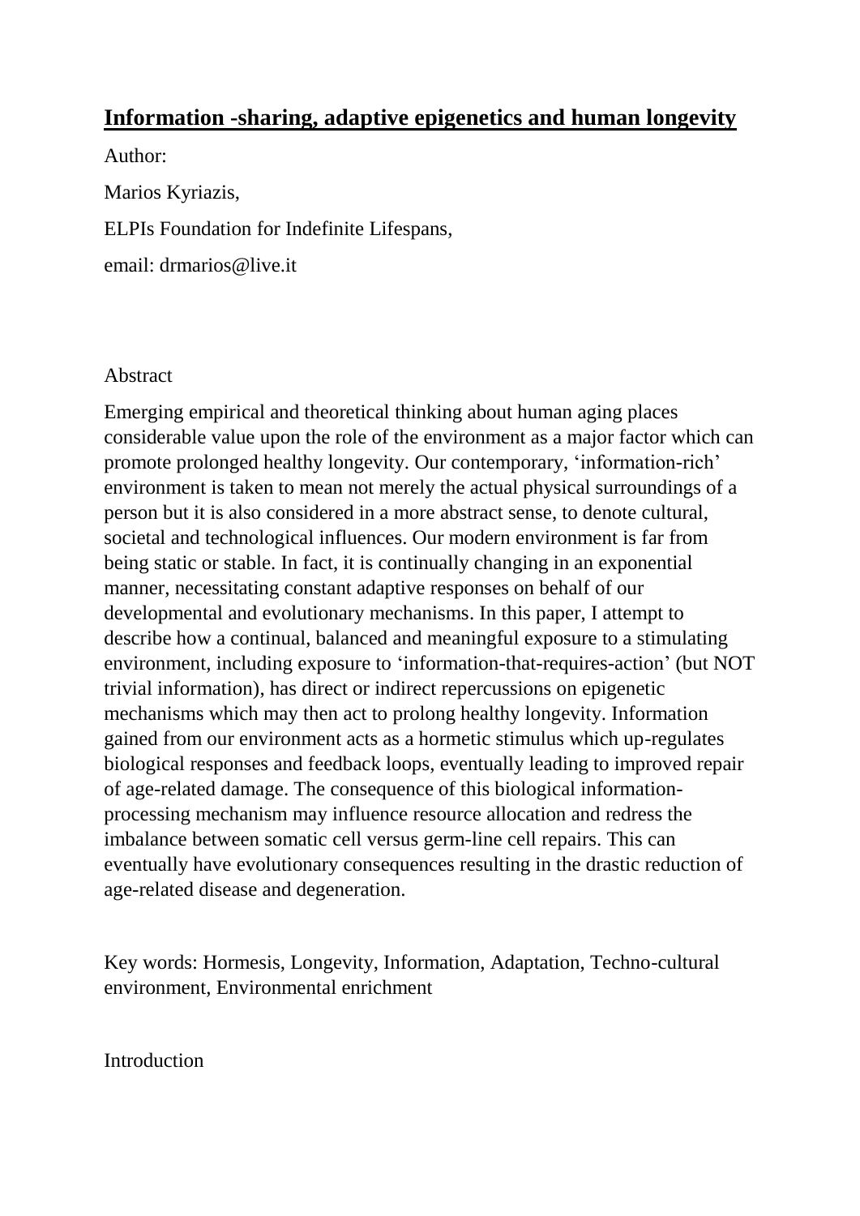# Information -sharing, adaptive epigenetics and human longevity

Author:

Marios Kyriazis,

ELPIs Foundation for Indefinite Lifespans,

email: drmarios@live.it

## Abstract

Emerging empirical and theoretical thinking about human aging places considerable value upon the role of the environment as a major factor which can promote prolonged healthy longevity. Our contemporary, 'information-rich' environment is taken to mean not merely the actual physical surroundings of a person but it is also considered in a more abstract sense, to denote cultural, societal and technological influences. Our modern environment is far from being static or stable. In fact, it is continually changing in an exponential manner, necessitating constant adaptive responses on behalf of our developmental and evolutionary mechanisms. In this paper, I attempt to describe how a continual, balanced and meaningful exposure to a stimulating environment, including exposure to 'information-that-requires-action' (but NOT trivial information), has direct or indirect repercussions on epigenetic mechanisms which may then act to prolong healthy longevity. Information gained from our environment acts as a hormetic stimulus which up-regulates biological responses and feedback loops, eventually leading to improved repair of age-related damage. The consequence of this biological information-processing mechanism may influence resource allocation and redress the imbalance between somatic cell versus germ-line cell repairs. This can eventually have evolutionary consequences resulting in the drastic reduction of age-related disease and degeneration.

Key words: Hormesis, Longevity, Information, Adaptation, Techno-cultural environment, Environmental enrichment

## Introduction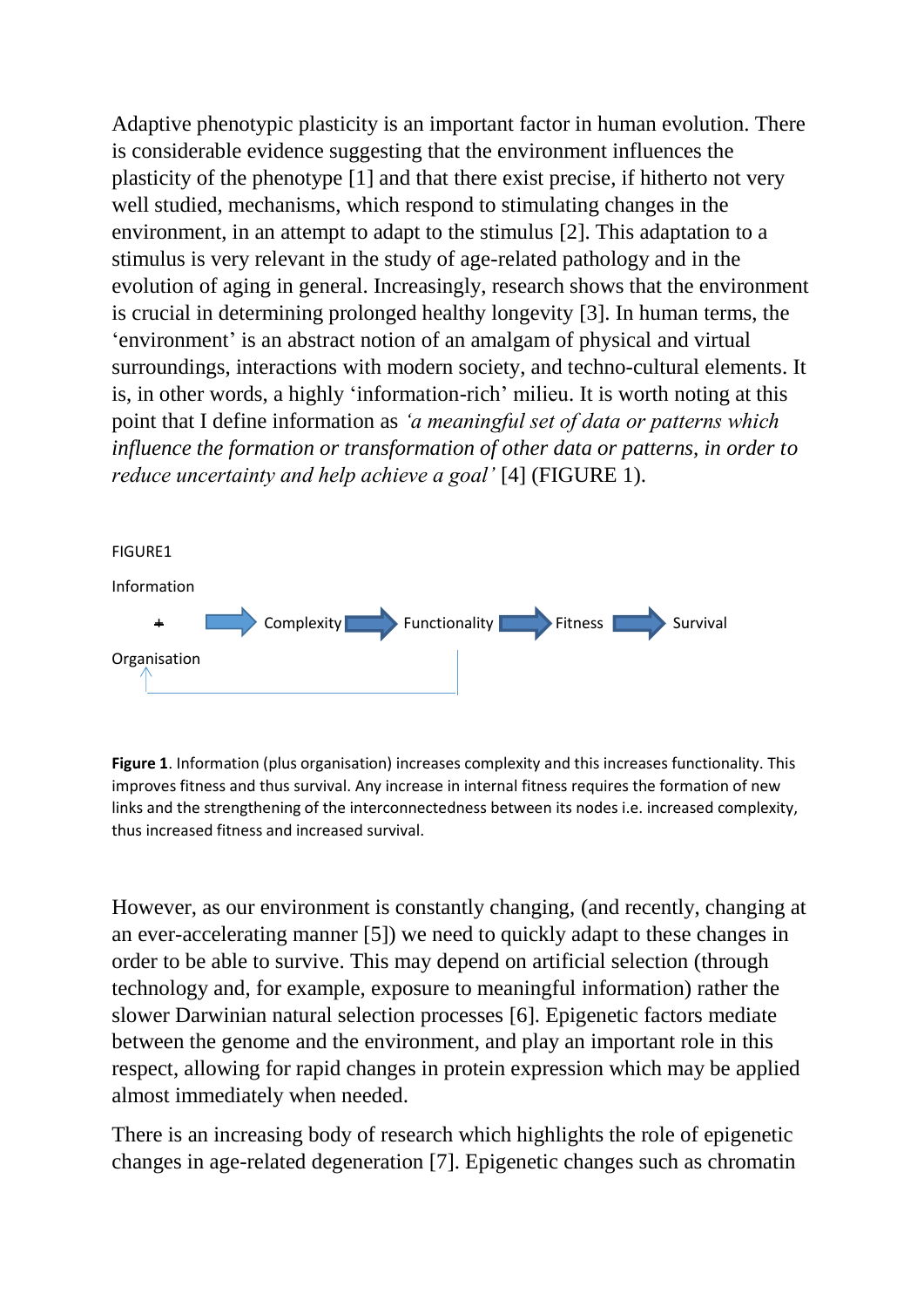Adaptive phenotypic plasticity is an important factor in human evolution. There is considerable evidence suggesting that the environment influences the plasticity of the phenotype [1] and that there exist precise, if hitherto not very well studied, mechanisms, which respond to stimulating changes in the environment, in an attempt to adapt to the stimulus [2]. This adaptation to a stimulus is very relevant in the study of age-related pathology and in the evolution of aging in general. Increasingly, research shows that the environment is crucial in determining prolonged healthy longevity [3]. In human terms, the 'environment' is an abstract notion of an amalgam of physical and virtual surroundings, interactions with modern society, and techno-cultural elements. It is, in other words, a highly 'information-rich' milieu. It is worth noting at this point that I define information as *'a meaningful set of data or patterns which influence the formation or transformation of other data or patterns, in order to reduce uncertainty and help achieve a goal'* [4] (FIGURE 1).

FIGURE1

Information + Organisation → Complexity → Functionality → Fitness → Survival

**Figure 1**. Information (plus organisation) increases complexity and this increases functionality. This improves fitness and thus survival. Any increase in internal fitness requires the formation of new links and the strengthening of the interconnectedness between its nodes i.e. increased complexity, thus increased fitness and increased survival.

However, as our environment is constantly changing, (and recently, changing at an ever-accelerating manner [5]) we need to quickly adapt to these changes in order to be able to survive. This may depend on artificial selection (through technology and, for example, exposure to meaningful information) rather the slower Darwinian natural selection processes [6]. Epigenetic factors mediate between the genome and the environment, and play an important role in this respect, allowing for rapid changes in protein expression which may be applied almost immediately when needed.

There is an increasing body of research which highlights the role of epigenetic changes in age-related degeneration [7]. Epigenetic changes such as chromatin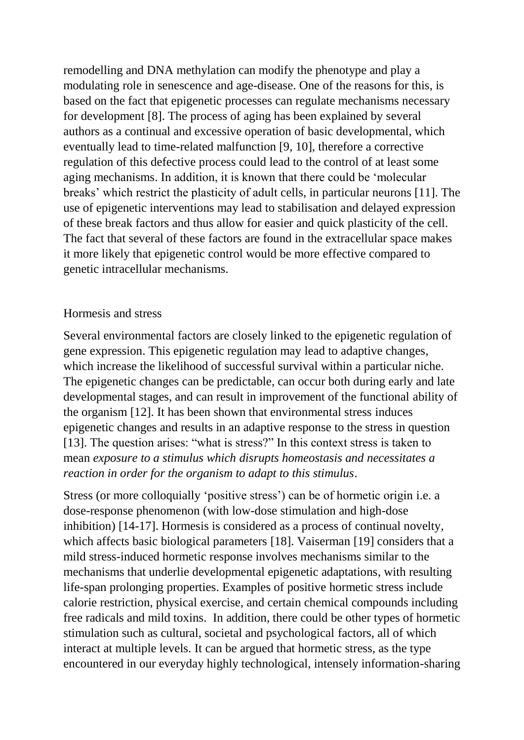remodelling and DNA methylation can modify the phenotype and play a modulating role in senescence and age-disease. One of the reasons for this, is based on the fact that epigenetic processes can regulate mechanisms necessary for development [8]. The process of aging has been explained by several authors as a continual and excessive operation of basic developmental, which eventually lead to time-related malfunction [9, 10], therefore a corrective regulation of this defective process could lead to the control of at least some aging mechanisms. In addition, it is known that there could be 'molecular breaks' which restrict the plasticity of adult cells, in particular neurons [11]. The use of epigenetic interventions may lead to stabilisation and delayed expression of these break factors and thus allow for easier and quick plasticity of the cell. The fact that several of these factors are found in the extracellular space makes it more likely that epigenetic control would be more effective compared to genetic intracellular mechanisms.

## Hormesis and stress

Several environmental factors are closely linked to the epigenetic regulation of gene expression. This epigenetic regulation may lead to adaptive changes, which increase the likelihood of successful survival within a particular niche. The epigenetic changes can be predictable, can occur both during early and late developmental stages, and can result in improvement of the functional ability of the organism [12]. It has been shown that environmental stress induces epigenetic changes and results in an adaptive response to the stress in question [13]. The question arises: "what is stress?" In this context stress is taken to mean *exposure to a stimulus which disrupts homeostasis and necessitates a reaction in order for the organism to adapt to this stimulus*.

Stress (or more colloquially 'positive stress') can be of hormetic origin i.e. a dose-response phenomenon (with low-dose stimulation and high-dose inhibition) [14-17]. Hormesis is considered as a process of continual novelty, which affects basic biological parameters [18]. Vaiserman [19] considers that a mild stress-induced hormetic response involves mechanisms similar to the mechanisms that underlie developmental epigenetic adaptations, with resulting life-span prolonging properties. Examples of positive hormetic stress include calorie restriction, physical exercise, and certain chemical compounds including free radicals and mild toxins. In addition, there could be other types of hormetic stimulation such as cultural, societal and psychological factors, all of which interact at multiple levels. It can be argued that hormetic stress, as the type encountered in our everyday highly technological, intensely information-sharing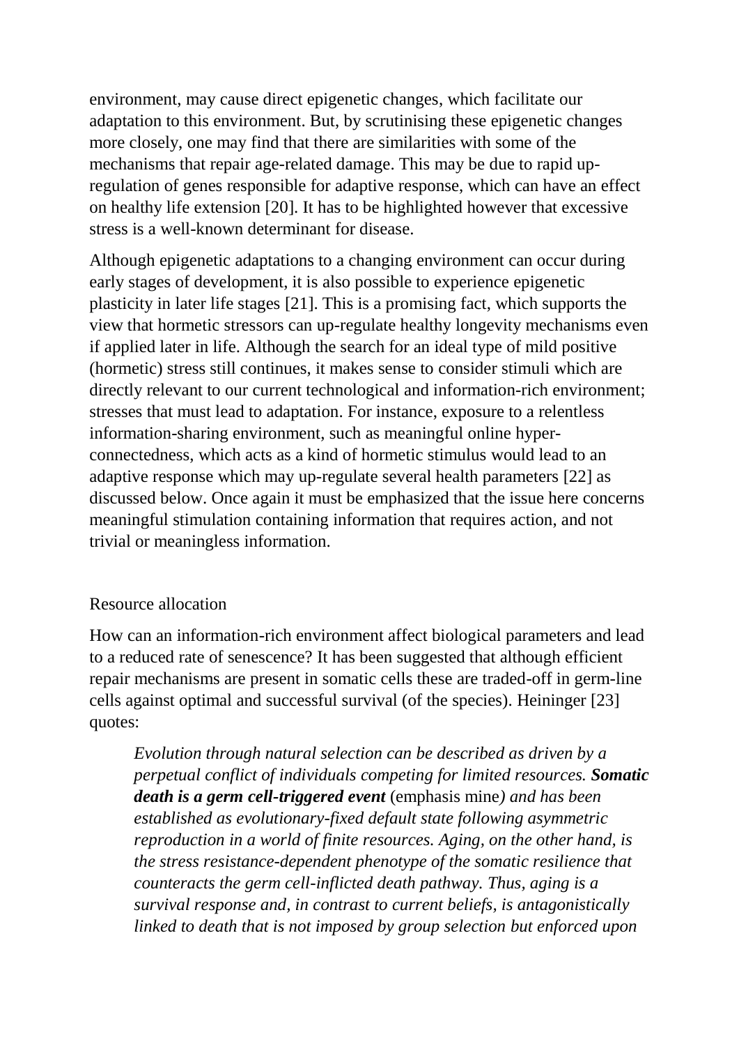environment, may cause direct epigenetic changes, which facilitate our adaptation to this environment. But, by scrutinising these epigenetic changes more closely, one may find that there are similarities with some of the mechanisms that repair age-related damage. This may be due to rapid up-regulation of genes responsible for adaptive response, which can have an effect on healthy life extension [20]. It has to be highlighted however that excessive stress is a well-known determinant for disease.

Although epigenetic adaptations to a changing environment can occur during early stages of development, it is also possible to experience epigenetic plasticity in later life stages [21]. This is a promising fact, which supports the view that hormetic stressors can up-regulate healthy longevity mechanisms even if applied later in life. Although the search for an ideal type of mild positive (hormetic) stress still continues, it makes sense to consider stimuli which are directly relevant to our current technological and information-rich environment; stresses that must lead to adaptation. For instance, exposure to a relentless information-sharing environment, such as meaningful online hyper-connectedness, which acts as a kind of hormetic stimulus would lead to an adaptive response which may up-regulate several health parameters [22] as discussed below. Once again it must be emphasized that the issue here concerns meaningful stimulation containing information that requires action, and not trivial or meaningless information.

## Resource allocation

How can an information-rich environment affect biological parameters and lead to a reduced rate of senescence? It has been suggested that although efficient repair mechanisms are present in somatic cells these are traded-off in germ-line cells against optimal and successful survival (of the species). Heininger [23] quotes:

> *Evolution through natural selection can be described as driven by a perpetual conflict of individuals competing for limited resources.* ***Somatic death is a germ cell-triggered event*** (emphasis mine*) and has been established as evolutionary-fixed default state following asymmetric reproduction in a world of finite resources. Aging, on the other hand, is the stress resistance-dependent phenotype of the somatic resilience that counteracts the germ cell-inflicted death pathway. Thus, aging is a survival response and, in contrast to current beliefs, is antagonistically linked to death that is not imposed by group selection but enforced upon*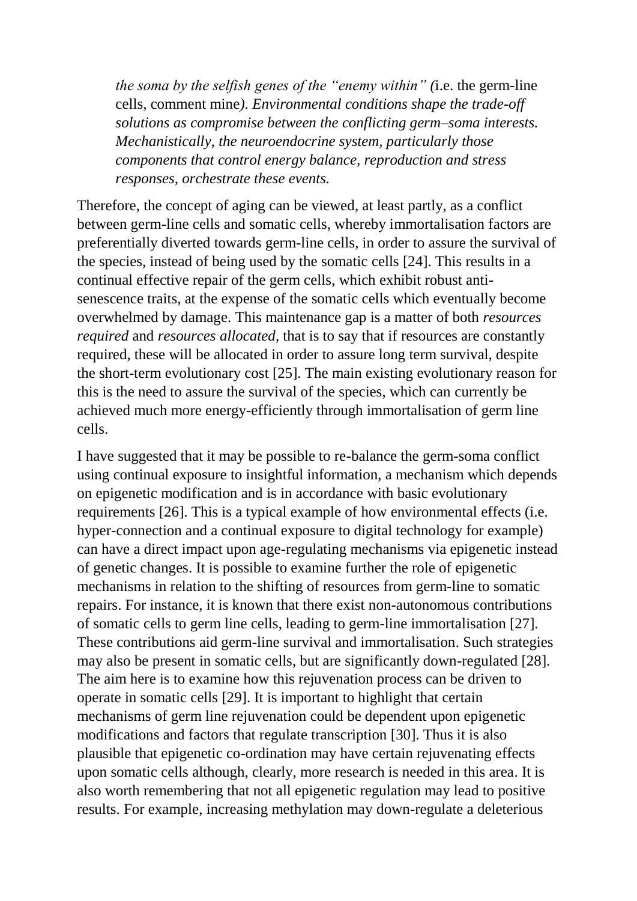> *the soma by the selfish genes of the "enemy within" (*i.e. the germ-line cells, comment mine*). Environmental conditions shape the trade-off solutions as compromise between the conflicting germ–soma interests. Mechanistically, the neuroendocrine system, particularly those components that control energy balance, reproduction and stress responses, orchestrate these events.*

Therefore, the concept of aging can be viewed, at least partly, as a conflict between germ-line cells and somatic cells, whereby immortalisation factors are preferentially diverted towards germ-line cells, in order to assure the survival of the species, instead of being used by the somatic cells [24]. This results in a continual effective repair of the germ cells, which exhibit robust anti-senescence traits, at the expense of the somatic cells which eventually become overwhelmed by damage. This maintenance gap is a matter of both *resources required* and *resources allocated*, that is to say that if resources are constantly required, these will be allocated in order to assure long term survival, despite the short-term evolutionary cost [25]. The main existing evolutionary reason for this is the need to assure the survival of the species, which can currently be achieved much more energy-efficiently through immortalisation of germ line cells.

I have suggested that it may be possible to re-balance the germ-soma conflict using continual exposure to insightful information, a mechanism which depends on epigenetic modification and is in accordance with basic evolutionary requirements [26]. This is a typical example of how environmental effects (i.e. hyper-connection and a continual exposure to digital technology for example) can have a direct impact upon age-regulating mechanisms via epigenetic instead of genetic changes. It is possible to examine further the role of epigenetic mechanisms in relation to the shifting of resources from germ-line to somatic repairs. For instance, it is known that there exist non-autonomous contributions of somatic cells to germ line cells, leading to germ-line immortalisation [27]. These contributions aid germ-line survival and immortalisation. Such strategies may also be present in somatic cells, but are significantly down-regulated [28]. The aim here is to examine how this rejuvenation process can be driven to operate in somatic cells [29]. It is important to highlight that certain mechanisms of germ line rejuvenation could be dependent upon epigenetic modifications and factors that regulate transcription [30]. Thus it is also plausible that epigenetic co-ordination may have certain rejuvenating effects upon somatic cells although, clearly, more research is needed in this area. It is also worth remembering that not all epigenetic regulation may lead to positive results. For example, increasing methylation may down-regulate a deleterious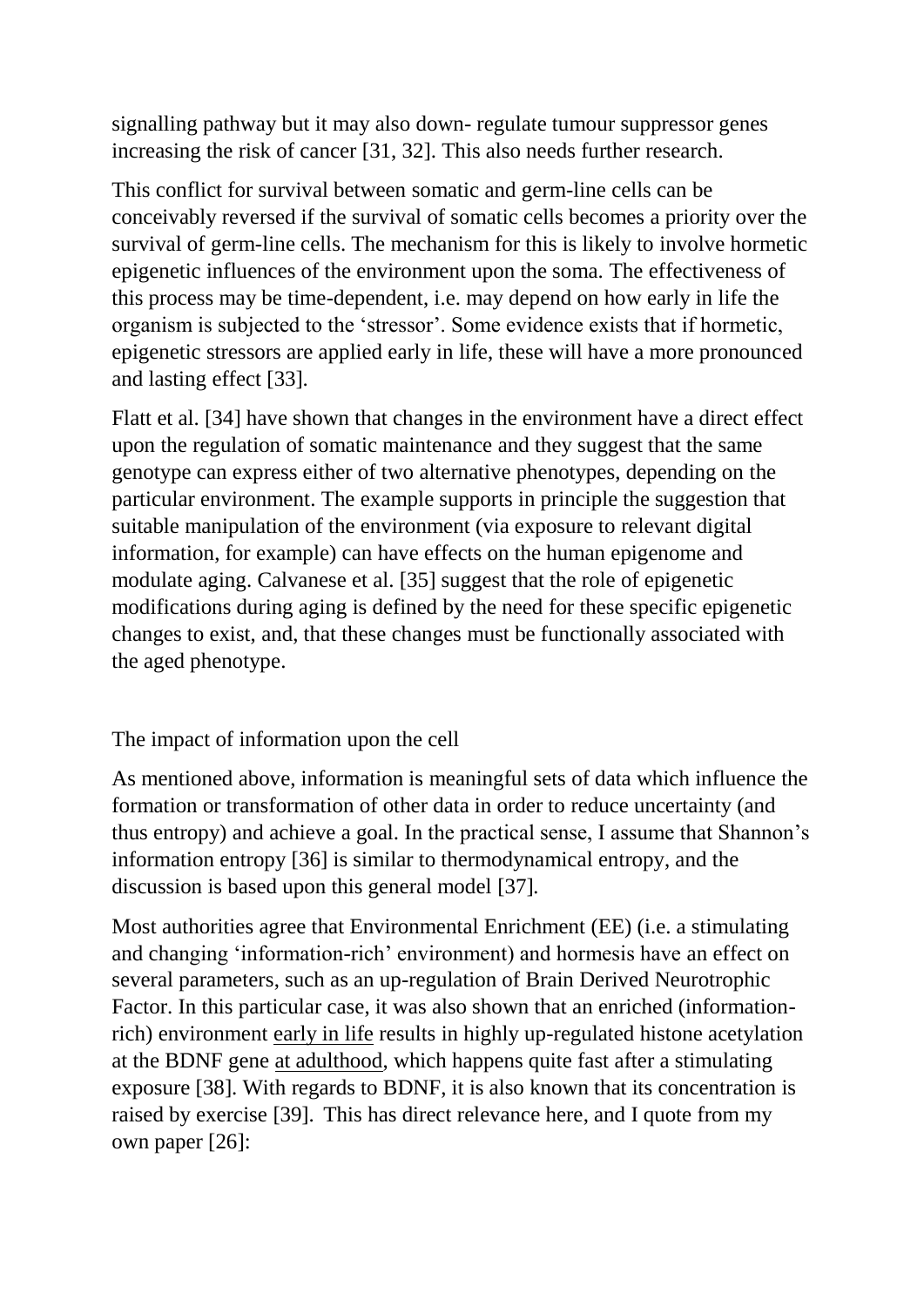signalling pathway but it may also down- regulate tumour suppressor genes increasing the risk of cancer [31, 32]. This also needs further research.

This conflict for survival between somatic and germ-line cells can be conceivably reversed if the survival of somatic cells becomes a priority over the survival of germ-line cells. The mechanism for this is likely to involve hormetic epigenetic influences of the environment upon the soma. The effectiveness of this process may be time-dependent, i.e. may depend on how early in life the organism is subjected to the 'stressor'. Some evidence exists that if hormetic, epigenetic stressors are applied early in life, these will have a more pronounced and lasting effect [33].

Flatt et al. [34] have shown that changes in the environment have a direct effect upon the regulation of somatic maintenance and they suggest that the same genotype can express either of two alternative phenotypes, depending on the particular environment. The example supports in principle the suggestion that suitable manipulation of the environment (via exposure to relevant digital information, for example) can have effects on the human epigenome and modulate aging. Calvanese et al. [35] suggest that the role of epigenetic modifications during aging is defined by the need for these specific epigenetic changes to exist, and, that these changes must be functionally associated with the aged phenotype.

## The impact of information upon the cell

As mentioned above, information is meaningful sets of data which influence the formation or transformation of other data in order to reduce uncertainty (and thus entropy) and achieve a goal. In the practical sense, I assume that Shannon's information entropy [36] is similar to thermodynamical entropy, and the discussion is based upon this general model [37].

Most authorities agree that Environmental Enrichment (EE) (i.e. a stimulating and changing 'information-rich' environment) and hormesis have an effect on several parameters, such as an up-regulation of Brain Derived Neurotrophic Factor. In this particular case, it was also shown that an enriched (information-rich) environment <u>early in life</u> results in highly up-regulated histone acetylation at the BDNF gene <u>at adulthood</u>, which happens quite fast after a stimulating exposure [38]. With regards to BDNF, it is also known that its concentration is raised by exercise [39]. This has direct relevance here, and I quote from my own paper [26]: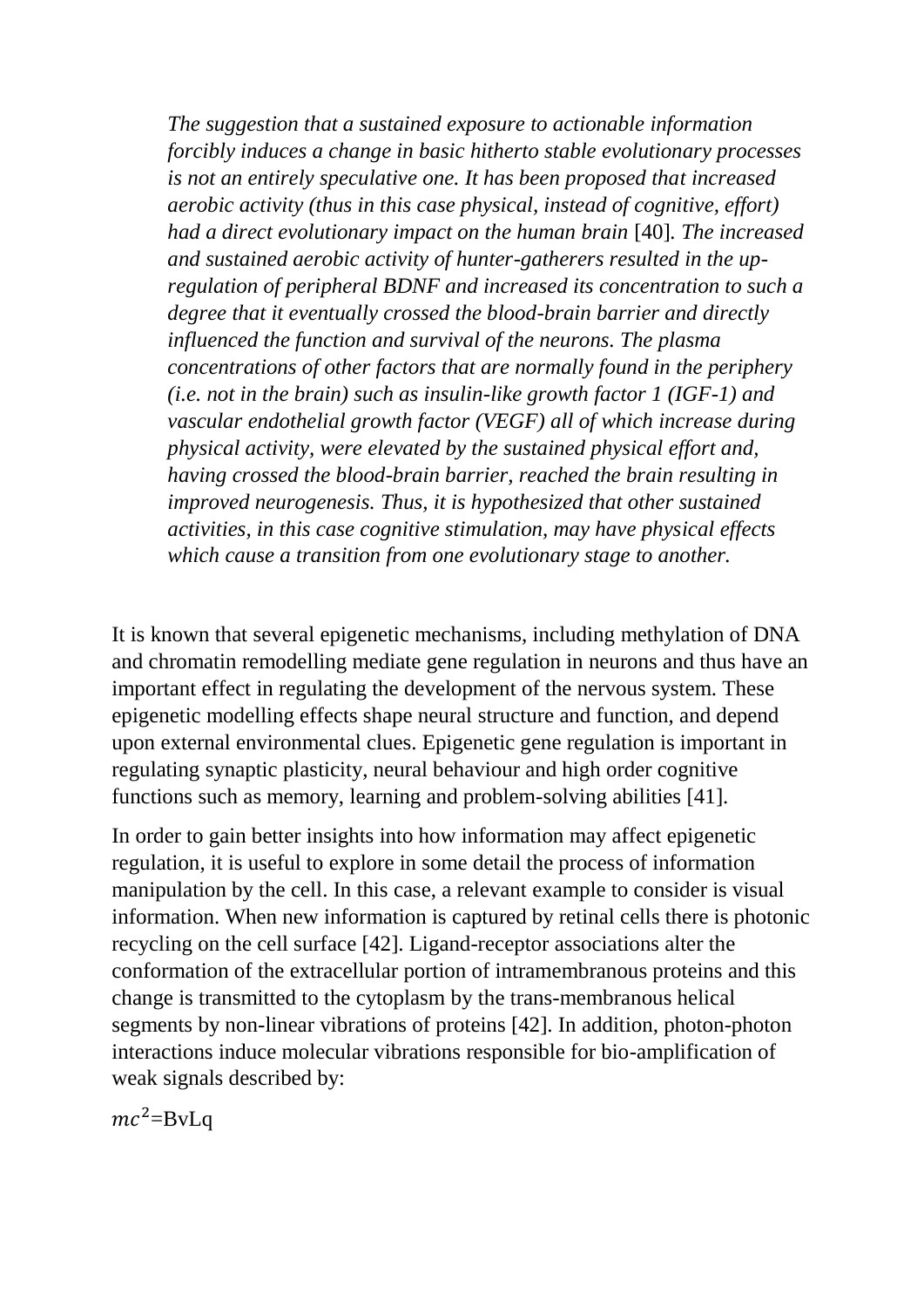*The suggestion that a sustained exposure to actionable information forcibly induces a change in basic hitherto stable evolutionary processes is not an entirely speculative one. It has been proposed that increased aerobic activity (thus in this case physical, instead of cognitive, effort) had a direct evolutionary impact on the human brain* [40]*. The increased and sustained aerobic activity of hunter-gatherers resulted in the up-regulation of peripheral BDNF and increased its concentration to such a degree that it eventually crossed the blood-brain barrier and directly influenced the function and survival of the neurons. The plasma concentrations of other factors that are normally found in the periphery (i.e. not in the brain) such as insulin-like growth factor 1 (IGF-1) and vascular endothelial growth factor (VEGF) all of which increase during physical activity, were elevated by the sustained physical effort and, having crossed the blood-brain barrier, reached the brain resulting in improved neurogenesis. Thus, it is hypothesized that other sustained activities, in this case cognitive stimulation, may have physical effects which cause a transition from one evolutionary stage to another.*

It is known that several epigenetic mechanisms, including methylation of DNA and chromatin remodelling mediate gene regulation in neurons and thus have an important effect in regulating the development of the nervous system. These epigenetic modelling effects shape neural structure and function, and depend upon external environmental clues. Epigenetic gene regulation is important in regulating synaptic plasticity, neural behaviour and high order cognitive functions such as memory, learning and problem-solving abilities [41].

In order to gain better insights into how information may affect epigenetic regulation, it is useful to explore in some detail the process of information manipulation by the cell. In this case, a relevant example to consider is visual information. When new information is captured by retinal cells there is photonic recycling on the cell surface [42]. Ligand-receptor associations alter the conformation of the extracellular portion of intramembranous proteins and this change is transmitted to the cytoplasm by the trans-membranous helical segments by non-linear vibrations of proteins [42]. In addition, photon-photon interactions induce molecular vibrations responsible for bio-amplification of weak signals described by:

$$mc^2=\text{BvLq}$$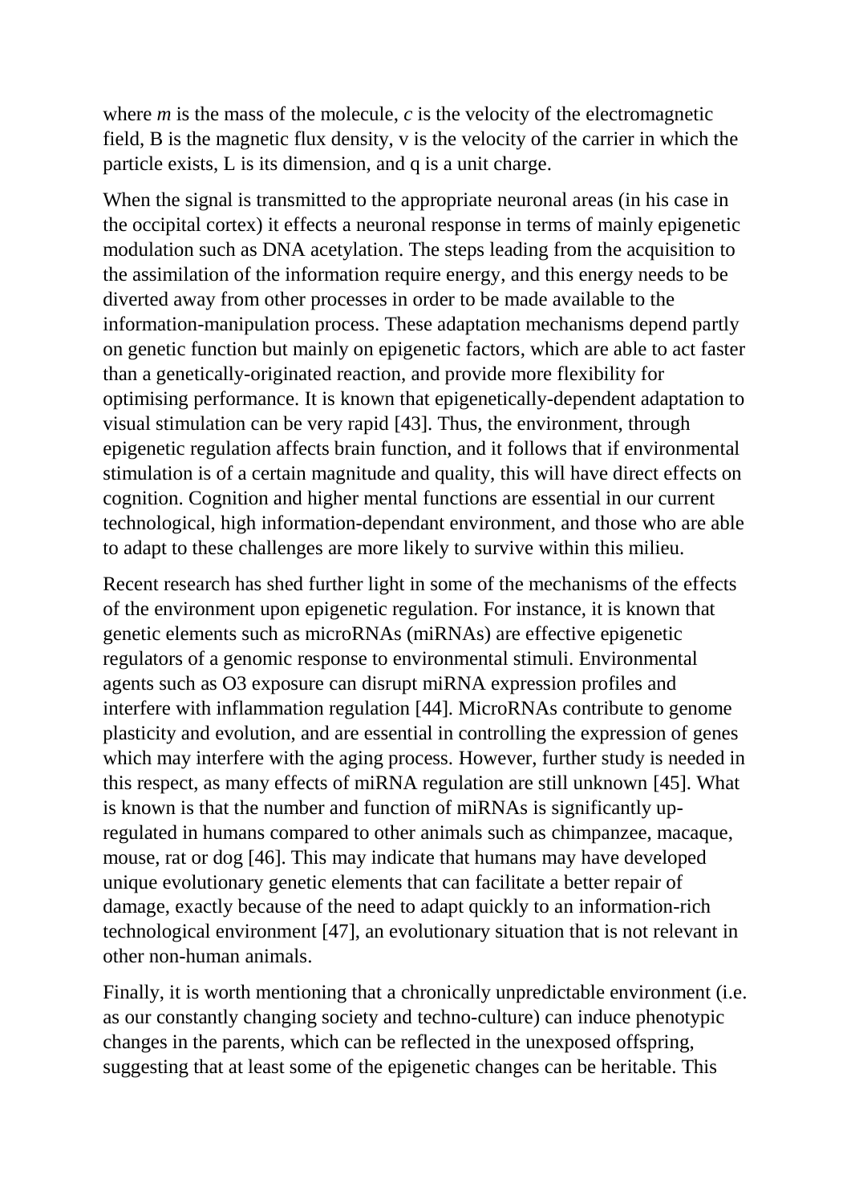where *m* is the mass of the molecule, *c* is the velocity of the electromagnetic field, B is the magnetic flux density, v is the velocity of the carrier in which the particle exists, L is its dimension, and q is a unit charge.

When the signal is transmitted to the appropriate neuronal areas (in his case in the occipital cortex) it effects a neuronal response in terms of mainly epigenetic modulation such as DNA acetylation. The steps leading from the acquisition to the assimilation of the information require energy, and this energy needs to be diverted away from other processes in order to be made available to the information-manipulation process. These adaptation mechanisms depend partly on genetic function but mainly on epigenetic factors, which are able to act faster than a genetically-originated reaction, and provide more flexibility for optimising performance. It is known that epigenetically-dependent adaptation to visual stimulation can be very rapid [43]. Thus, the environment, through epigenetic regulation affects brain function, and it follows that if environmental stimulation is of a certain magnitude and quality, this will have direct effects on cognition. Cognition and higher mental functions are essential in our current technological, high information-dependant environment, and those who are able to adapt to these challenges are more likely to survive within this milieu.

Recent research has shed further light in some of the mechanisms of the effects of the environment upon epigenetic regulation. For instance, it is known that genetic elements such as microRNAs (miRNAs) are effective epigenetic regulators of a genomic response to environmental stimuli. Environmental agents such as $O_3$ exposure can disrupt miRNA expression profiles and interfere with inflammation regulation [44]. MicroRNAs contribute to genome plasticity and evolution, and are essential in controlling the expression of genes which may interfere with the aging process. However, further study is needed in this respect, as many effects of miRNA regulation are still unknown [45]. What is known is that the number and function of miRNAs is significantly up-regulated in humans compared to other animals such as chimpanzee, macaque, mouse, rat or dog [46]. This may indicate that humans may have developed unique evolutionary genetic elements that can facilitate a better repair of damage, exactly because of the need to adapt quickly to an information-rich technological environment [47], an evolutionary situation that is not relevant in other non-human animals.

Finally, it is worth mentioning that a chronically unpredictable environment (i.e. as our constantly changing society and techno-culture) can induce phenotypic changes in the parents, which can be reflected in the unexposed offspring, suggesting that at least some of the epigenetic changes can be heritable. This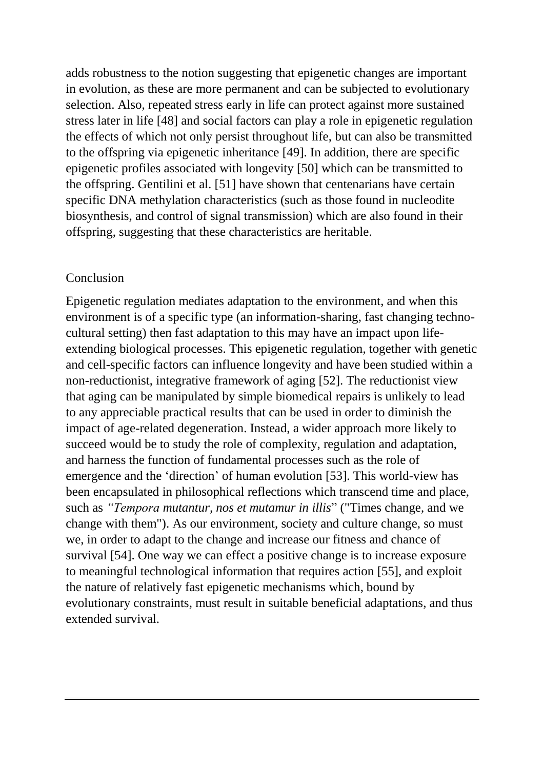adds robustness to the notion suggesting that epigenetic changes are important in evolution, as these are more permanent and can be subjected to evolutionary selection. Also, repeated stress early in life can protect against more sustained stress later in life [48] and social factors can play a role in epigenetic regulation the effects of which not only persist throughout life, but can also be transmitted to the offspring via epigenetic inheritance [49]. In addition, there are specific epigenetic profiles associated with longevity [50] which can be transmitted to the offspring. Gentilini et al. [51] have shown that centenarians have certain specific DNA methylation characteristics (such as those found in nucleodite biosynthesis, and control of signal transmission) which are also found in their offspring, suggesting that these characteristics are heritable.

## Conclusion

Epigenetic regulation mediates adaptation to the environment, and when this environment is of a specific type (an information-sharing, fast changing techno-cultural setting) then fast adaptation to this may have an impact upon life-extending biological processes. This epigenetic regulation, together with genetic and cell-specific factors can influence longevity and have been studied within a non-reductionist, integrative framework of aging [52]. The reductionist view that aging can be manipulated by simple biomedical repairs is unlikely to lead to any appreciable practical results that can be used in order to diminish the impact of age-related degeneration. Instead, a wider approach more likely to succeed would be to study the role of complexity, regulation and adaptation, and harness the function of fundamental processes such as the role of emergence and the 'direction' of human evolution [53]. This world-view has been encapsulated in philosophical reflections which transcend time and place, such as *"Tempora mutantur, nos et mutamur in illis*" ("Times change, and we change with them"). As our environment, society and culture change, so must we, in order to adapt to the change and increase our fitness and chance of survival [54]. One way we can effect a positive change is to increase exposure to meaningful technological information that requires action [55], and exploit the nature of relatively fast epigenetic mechanisms which, bound by evolutionary constraints, must result in suitable beneficial adaptations, and thus extended survival.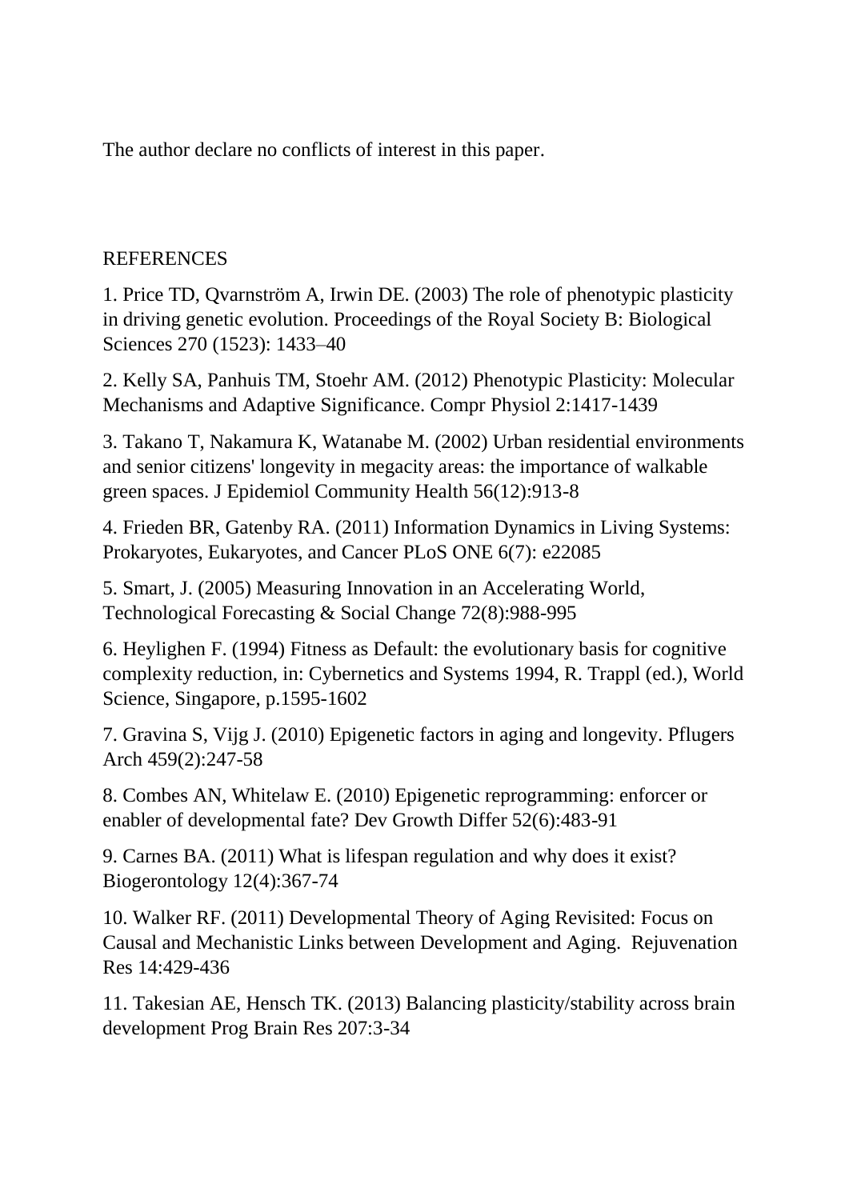The author declare no conflicts of interest in this paper.

## REFERENCES

1. Price TD, Qvarnström A, Irwin DE. (2003) The role of phenotypic plasticity in driving genetic evolution. Proceedings of the Royal Society B: Biological Sciences 270 (1523): 1433–40

2. Kelly SA, Panhuis TM, Stoehr AM. (2012) Phenotypic Plasticity: Molecular Mechanisms and Adaptive Significance. Compr Physiol 2:1417-1439

3. Takano T, Nakamura K, Watanabe M. (2002) Urban residential environments and senior citizens' longevity in megacity areas: the importance of walkable green spaces. J Epidemiol Community Health 56(12):913-8

4. Frieden BR, Gatenby RA. (2011) Information Dynamics in Living Systems: Prokaryotes, Eukaryotes, and Cancer PLoS ONE 6(7): e22085

5. Smart, J. (2005) Measuring Innovation in an Accelerating World, Technological Forecasting & Social Change 72(8):988-995

6. Heylighen F. (1994) Fitness as Default: the evolutionary basis for cognitive complexity reduction, in: Cybernetics and Systems 1994, R. Trappl (ed.), World Science, Singapore, p.1595-1602

7. Gravina S, Vijg J. (2010) Epigenetic factors in aging and longevity. Pflugers Arch 459(2):247-58

8. Combes AN, Whitelaw E. (2010) Epigenetic reprogramming: enforcer or enabler of developmental fate? Dev Growth Differ 52(6):483-91

9. Carnes BA. (2011) What is lifespan regulation and why does it exist? Biogerontology 12(4):367-74

10. Walker RF. (2011) Developmental Theory of Aging Revisited: Focus on Causal and Mechanistic Links between Development and Aging. Rejuvenation Res 14:429-436

11. Takesian AE, Hensch TK. (2013) Balancing plasticity/stability across brain development Prog Brain Res 207:3-34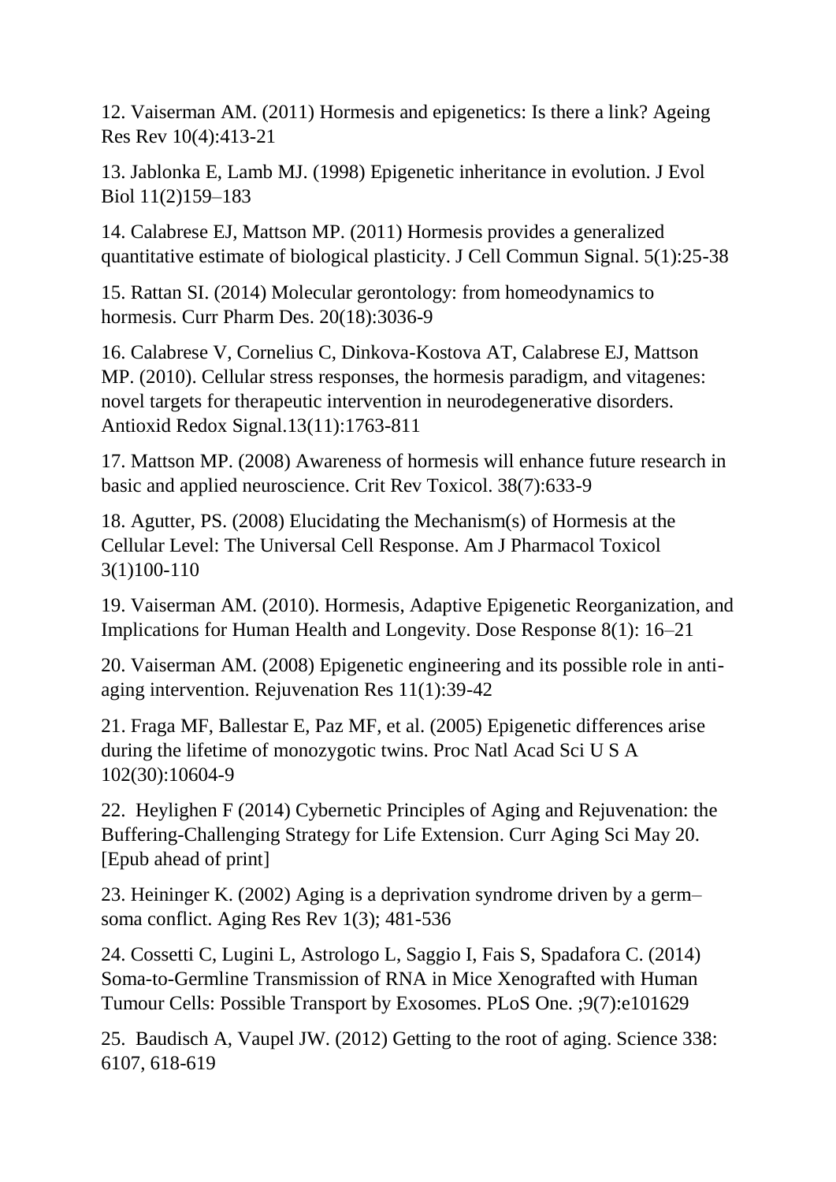12. Vaiserman AM. (2011) Hormesis and epigenetics: Is there a link? Ageing Res Rev 10(4):413-21

13. Jablonka E, Lamb MJ. (1998) Epigenetic inheritance in evolution. J Evol Biol 11(2)159–183

14. Calabrese EJ, Mattson MP. (2011) Hormesis provides a generalized quantitative estimate of biological plasticity. J Cell Commun Signal. 5(1):25-38

15. Rattan SI. (2014) Molecular gerontology: from homeodynamics to hormesis. Curr Pharm Des. 20(18):3036-9

16. Calabrese V, Cornelius C, Dinkova-Kostova AT, Calabrese EJ, Mattson MP. (2010). Cellular stress responses, the hormesis paradigm, and vitagenes: novel targets for therapeutic intervention in neurodegenerative disorders. Antioxid Redox Signal.13(11):1763-811

17. Mattson MP. (2008) Awareness of hormesis will enhance future research in basic and applied neuroscience. Crit Rev Toxicol. 38(7):633-9

18. Agutter, PS. (2008) Elucidating the Mechanism(s) of Hormesis at the Cellular Level: The Universal Cell Response. Am J Pharmacol Toxicol 3(1)100-110

19. Vaiserman AM. (2010). Hormesis, Adaptive Epigenetic Reorganization, and Implications for Human Health and Longevity. Dose Response 8(1): 16–21

20. Vaiserman AM. (2008) Epigenetic engineering and its possible role in anti-aging intervention. Rejuvenation Res 11(1):39-42

21. Fraga MF, Ballestar E, Paz MF, et al. (2005) Epigenetic differences arise during the lifetime of monozygotic twins. Proc Natl Acad Sci U S A 102(30):10604-9

22. Heylighen F (2014) Cybernetic Principles of Aging and Rejuvenation: the Buffering-Challenging Strategy for Life Extension. Curr Aging Sci May 20. [Epub ahead of print]

23. Heininger K. (2002) Aging is a deprivation syndrome driven by a germ–soma conflict. Aging Res Rev 1(3); 481-536

24. Cossetti C, Lugini L, Astrologo L, Saggio I, Fais S, Spadafora C. (2014) Soma-to-Germline Transmission of RNA in Mice Xenografted with Human Tumour Cells: Possible Transport by Exosomes. PLoS One. ;9(7):e101629

25. Baudisch A, Vaupel JW. (2012) Getting to the root of aging. Science 338: 6107, 618-619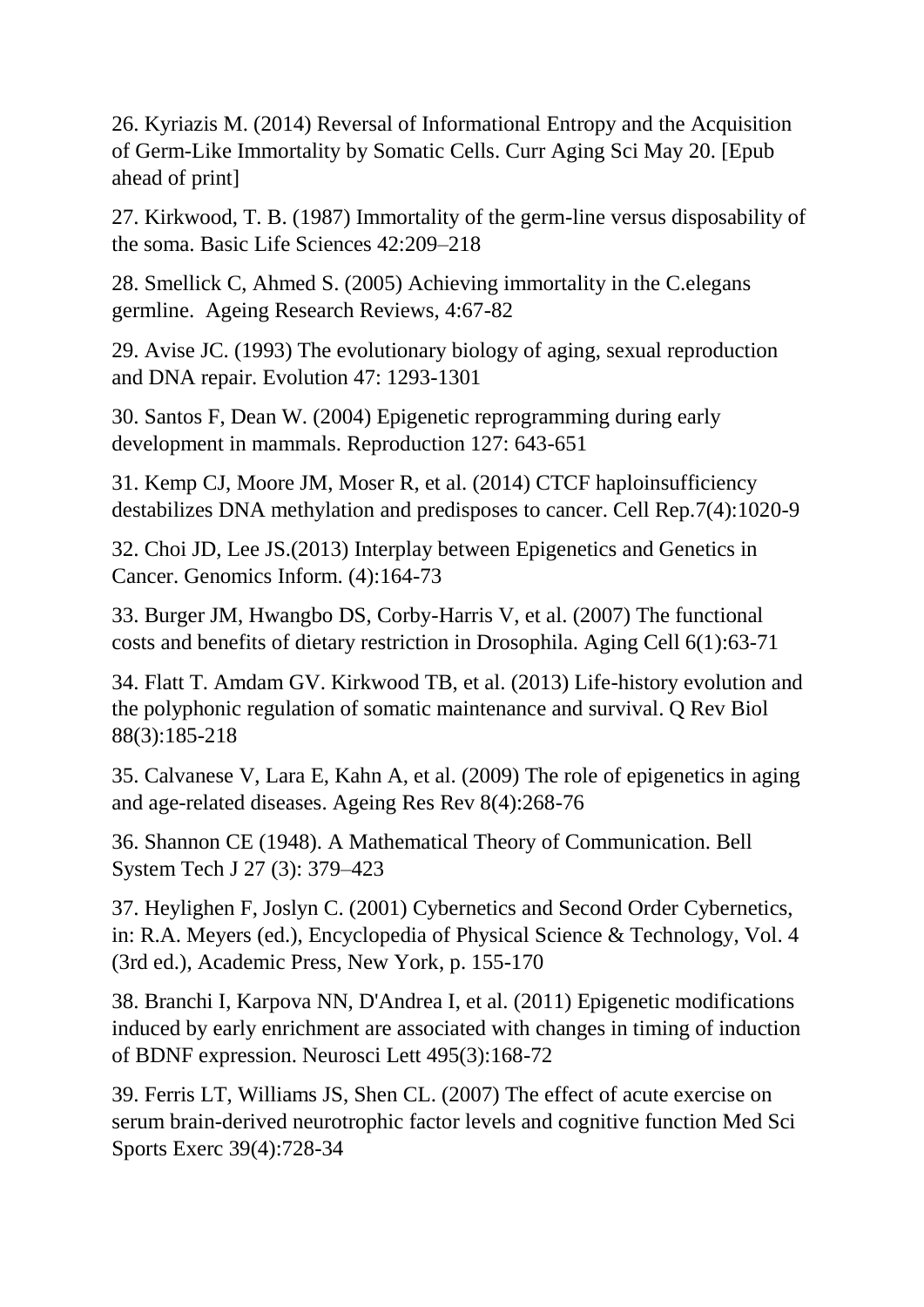26. Kyriazis M. (2014) Reversal of Informational Entropy and the Acquisition of Germ-Like Immortality by Somatic Cells. Curr Aging Sci May 20. [Epub ahead of print]

27. Kirkwood, T. B. (1987) Immortality of the germ-line versus disposability of the soma. Basic Life Sciences 42:209–218

28. Smellick C, Ahmed S. (2005) Achieving immortality in the C.elegans germline. Ageing Research Reviews, 4:67-82

29. Avise JC. (1993) The evolutionary biology of aging, sexual reproduction and DNA repair. Evolution 47: 1293-1301

30. Santos F, Dean W. (2004) Epigenetic reprogramming during early development in mammals. Reproduction 127: 643-651

31. Kemp CJ, Moore JM, Moser R, et al. (2014) CTCF haploinsufficiency destabilizes DNA methylation and predisposes to cancer. Cell Rep.7(4):1020-9

32. Choi JD, Lee JS.(2013) Interplay between Epigenetics and Genetics in Cancer. Genomics Inform. (4):164-73

33. Burger JM, Hwangbo DS, Corby-Harris V, et al. (2007) The functional costs and benefits of dietary restriction in Drosophila. Aging Cell 6(1):63-71

34. Flatt T. Amdam GV. Kirkwood TB, et al. (2013) Life-history evolution and the polyphonic regulation of somatic maintenance and survival. Q Rev Biol 88(3):185-218

35. Calvanese V, Lara E, Kahn A, et al. (2009) The role of epigenetics in aging and age-related diseases. Ageing Res Rev 8(4):268-76

36. Shannon CE (1948). A Mathematical Theory of Communication. Bell System Tech J 27 (3): 379–423

37. Heylighen F, Joslyn C. (2001) Cybernetics and Second Order Cybernetics, in: R.A. Meyers (ed.), Encyclopedia of Physical Science & Technology, Vol. 4 (3rd ed.), Academic Press, New York, p. 155-170

38. Branchi I, Karpova NN, D'Andrea I, et al. (2011) Epigenetic modifications induced by early enrichment are associated with changes in timing of induction of BDNF expression. Neurosci Lett 495(3):168-72

39. Ferris LT, Williams JS, Shen CL. (2007) The effect of acute exercise on serum brain-derived neurotrophic factor levels and cognitive function Med Sci Sports Exerc 39(4):728-34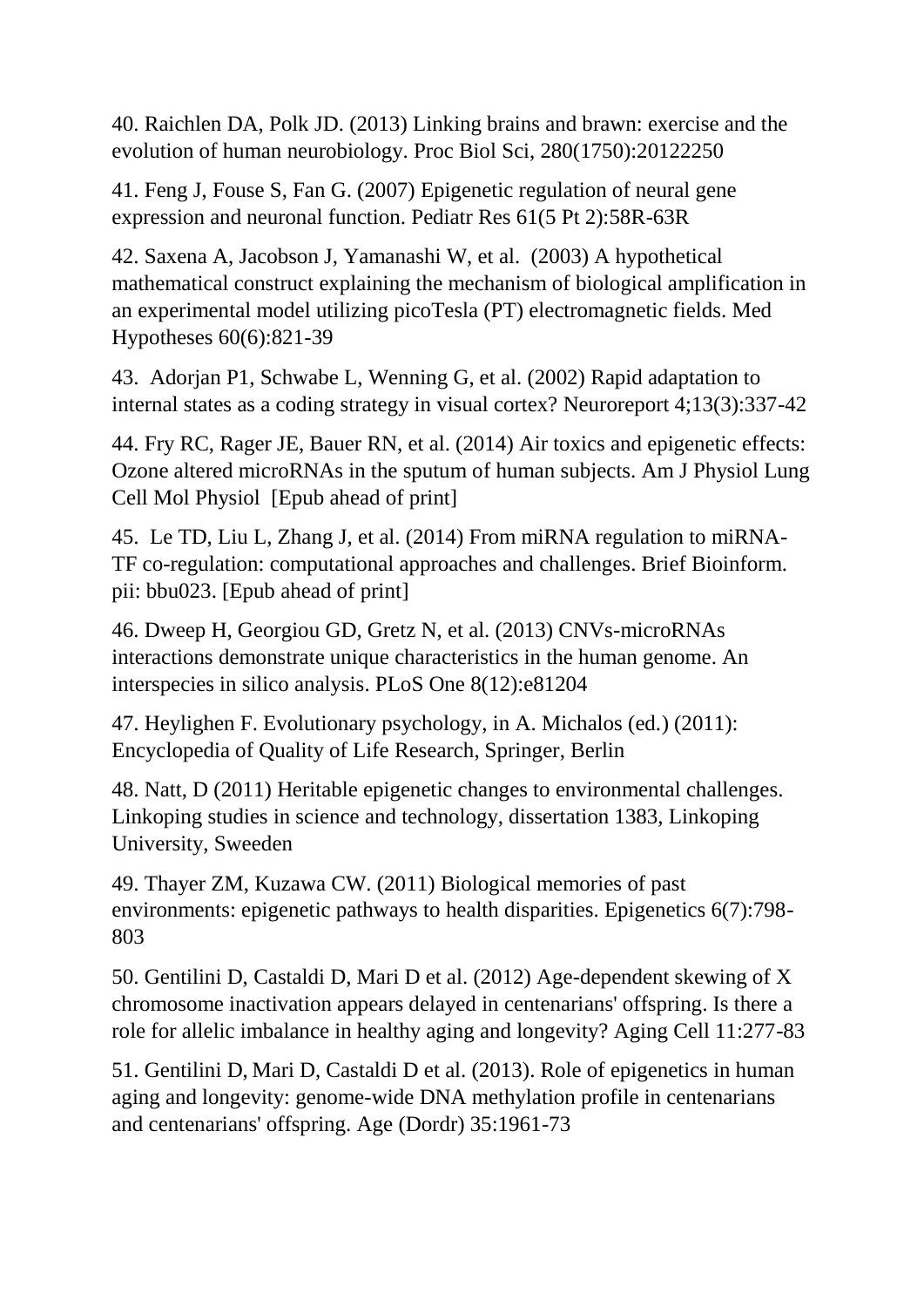40. Raichlen DA, Polk JD. (2013) Linking brains and brawn: exercise and the evolution of human neurobiology. Proc Biol Sci, 280(1750):20122250

41. Feng J, Fouse S, Fan G. (2007) Epigenetic regulation of neural gene expression and neuronal function. Pediatr Res 61(5 Pt 2):58R-63R

42. Saxena A, Jacobson J, Yamanashi W, et al. (2003) A hypothetical mathematical construct explaining the mechanism of biological amplification in an experimental model utilizing picoTesla (PT) electromagnetic fields. Med Hypotheses 60(6):821-39

43. Adorjan P1, Schwabe L, Wenning G, et al. (2002) Rapid adaptation to internal states as a coding strategy in visual cortex? Neuroreport 4;13(3):337-42

44. Fry RC, Rager JE, Bauer RN, et al. (2014) Air toxics and epigenetic effects: Ozone altered microRNAs in the sputum of human subjects. Am J Physiol Lung Cell Mol Physiol [Epub ahead of print]

45. Le TD, Liu L, Zhang J, et al. (2014) From miRNA regulation to miRNA-TF co-regulation: computational approaches and challenges. Brief Bioinform. pii: bbu023. [Epub ahead of print]

46. Dweep H, Georgiou GD, Gretz N, et al. (2013) CNVs-microRNAs interactions demonstrate unique characteristics in the human genome. An interspecies in silico analysis. PLoS One 8(12):e81204

47. Heylighen F. Evolutionary psychology, in A. Michalos (ed.) (2011): Encyclopedia of Quality of Life Research, Springer, Berlin

48. Natt, D (2011) Heritable epigenetic changes to environmental challenges. Linkoping studies in science and technology, dissertation 1383, Linkoping University, Sweeden

49. Thayer ZM, Kuzawa CW. (2011) Biological memories of past environments: epigenetic pathways to health disparities. Epigenetics 6(7):798-803

50. Gentilini D, Castaldi D, Mari D et al. (2012) Age-dependent skewing of X chromosome inactivation appears delayed in centenarians' offspring. Is there a role for allelic imbalance in healthy aging and longevity? Aging Cell 11:277-83

51. Gentilini D, Mari D, Castaldi D et al. (2013). Role of epigenetics in human aging and longevity: genome-wide DNA methylation profile in centenarians and centenarians' offspring. Age (Dordr) 35:1961-73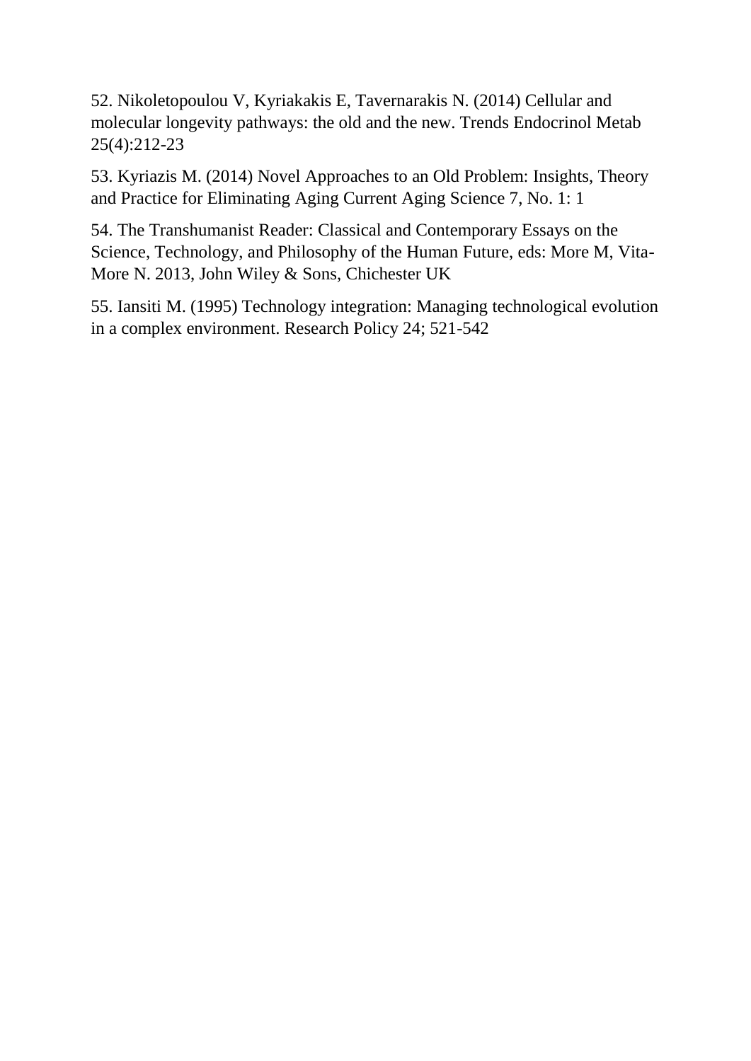52. Nikoletopoulou V, Kyriakakis E, Tavernarakis N. (2014) Cellular and molecular longevity pathways: the old and the new. Trends Endocrinol Metab 25(4):212-23

53. Kyriazis M. (2014) Novel Approaches to an Old Problem: Insights, Theory and Practice for Eliminating Aging Current Aging Science 7, No. 1: 1

54. The Transhumanist Reader: Classical and Contemporary Essays on the Science, Technology, and Philosophy of the Human Future, eds: More M, Vita-More N. 2013, John Wiley & Sons, Chichester UK

55. Iansiti M. (1995) Technology integration: Managing technological evolution in a complex environment. Research Policy 24; 521-542